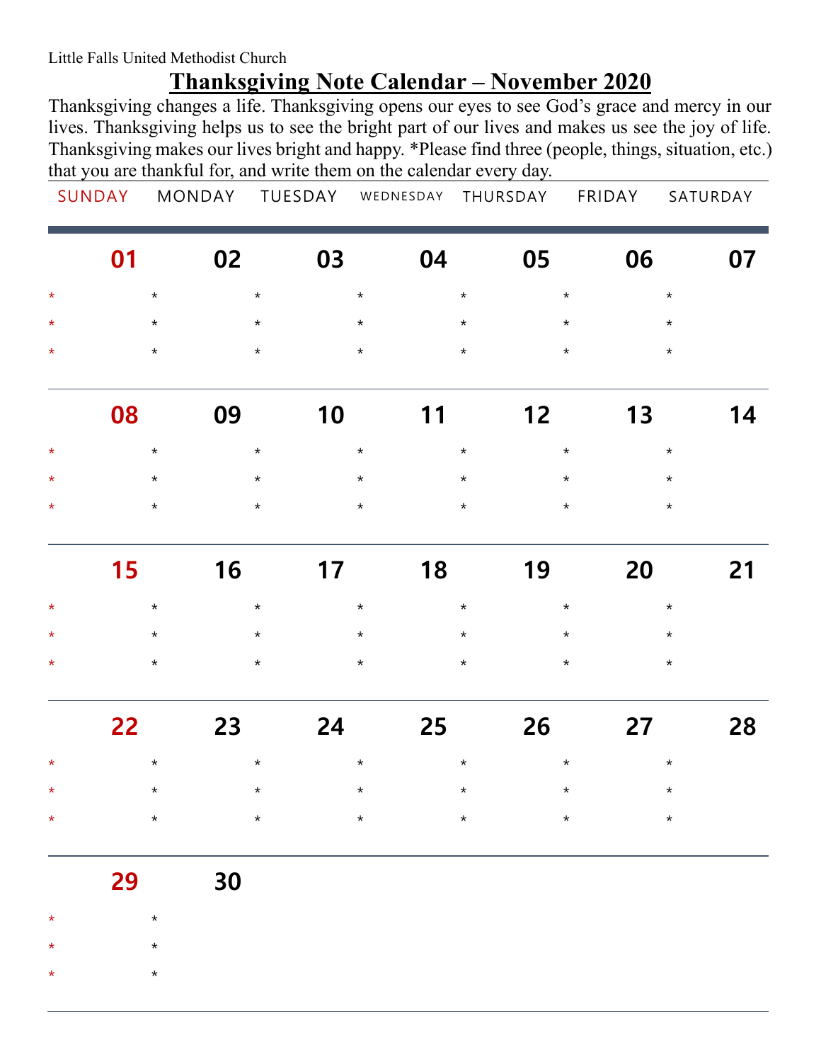Little Falls United Methodist Church

# Thanksgiving Note Calendar – November 2020

Thanksgiving changes a life. Thanksgiving opens our eyes to see God's grace and mercy in our lives. Thanksgiving helps us to see the bright part of our lives and makes us see the joy of life. Thanksgiving makes our lives bright and happy. *Please find three (people, things, situation, etc.) that you are thankful for, and write them on the calendar every day.

| SUNDAY | MONDAY | TUESDAY | WEDNESDAY | THURSDAY | FRIDAY | SATURDAY |
|---|---|---|---|---|---|---|
| 01<br>*<br>*<br>* | 02<br>*<br>*<br>* | 03<br>*<br>*<br>* | 04<br>*<br>*<br>* | 05<br>*<br>*<br>* | 06<br>*<br>*<br>* | 07<br>*<br>*<br>* |
| 08<br>*<br>*<br>* | 09<br>*<br>*<br>* | 10<br>*<br>*<br>* | 11<br>*<br>*<br>* | 12<br>*<br>*<br>* | 13<br>*<br>*<br>* | 14<br>*<br>*<br>* |
| 15<br>*<br>*<br>* | 16<br>*<br>*<br>* | 17<br>*<br>*<br>* | 18<br>*<br>*<br>* | 19<br>*<br>*<br>* | 20<br>*<br>*<br>* | 21<br>*<br>*<br>* |
| 22<br>*<br>*<br>* | 23<br>*<br>*<br>* | 24<br>*<br>*<br>* | 25<br>*<br>*<br>* | 26<br>*<br>*<br>* | 27<br>*<br>*<br>* | 28<br>*<br>*<br>* |
| 29<br>*<br>*<br>* | 30<br>*<br>*<br>* | | | | | |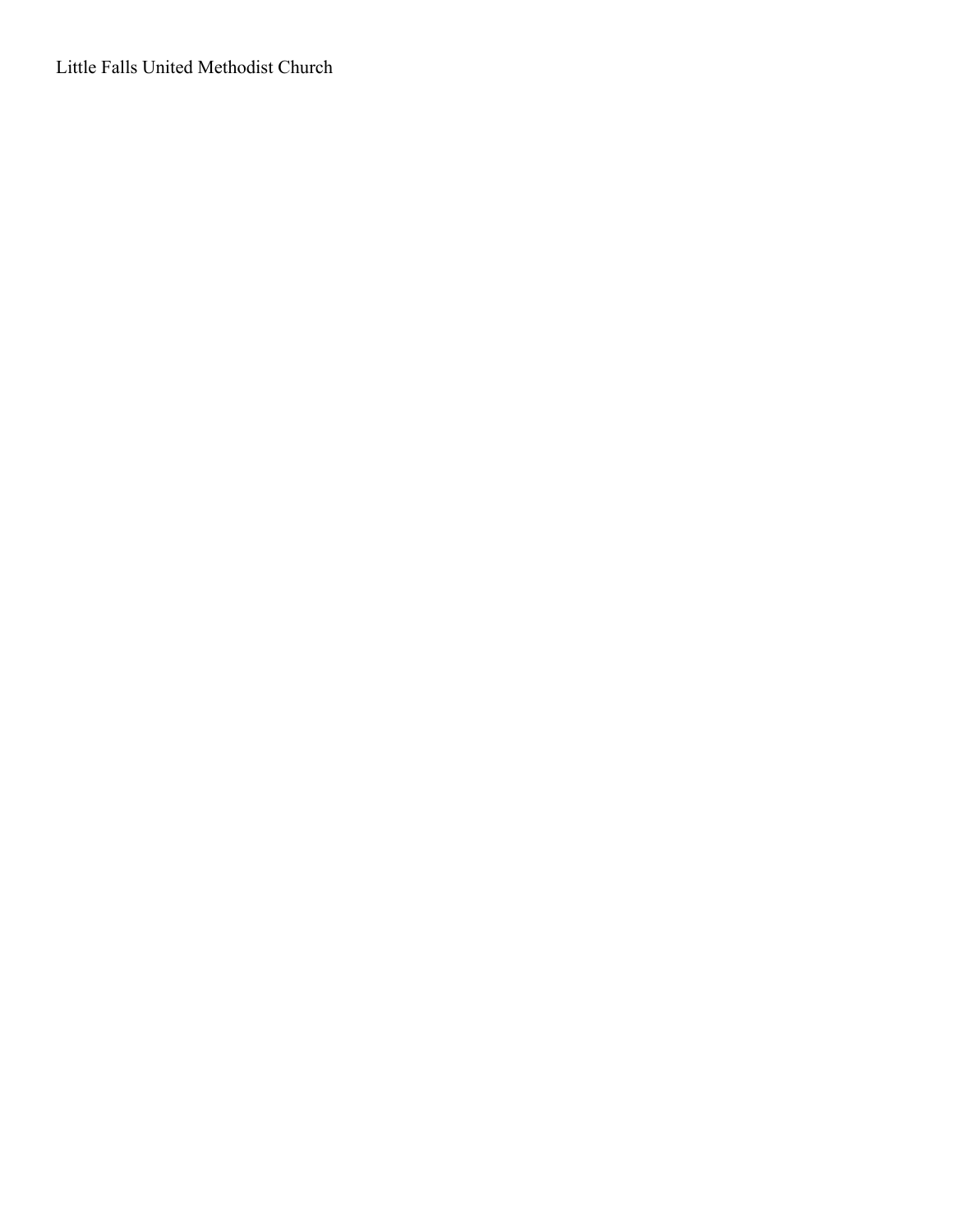Little Falls United Methodist Church